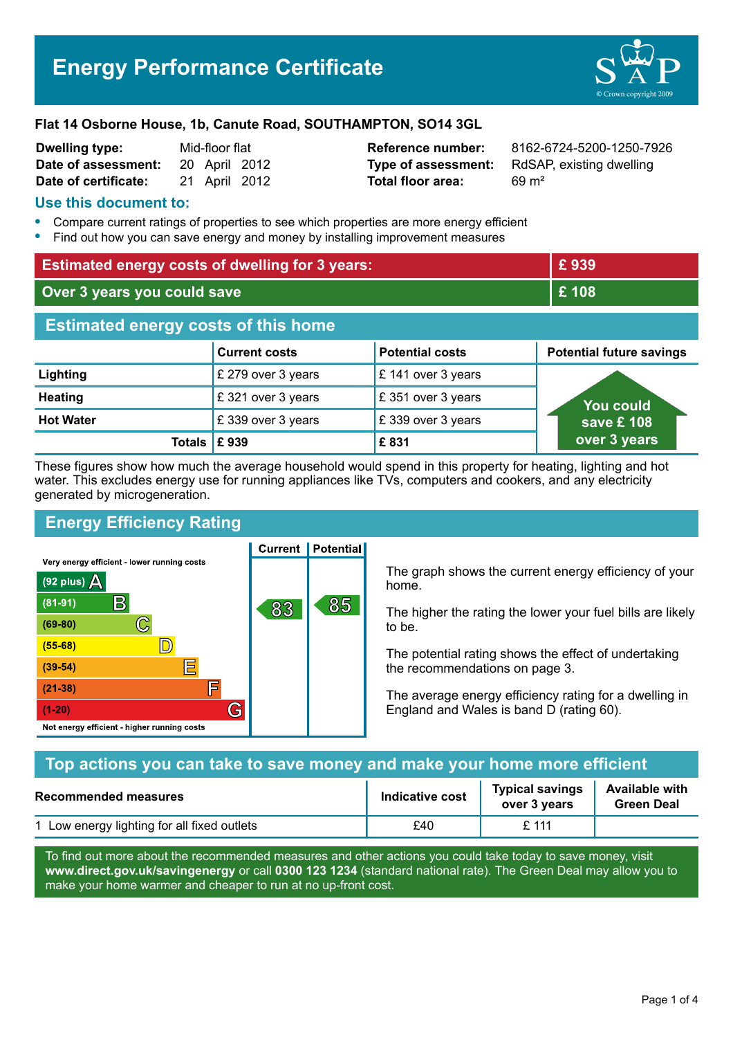# Energy Performance Certificate

**Flat 14 Osborne House, 1b, Canute Road, SOUTHAMPTON, SO14 3GL**

| | | | |
|---|---|---|---|
| **Dwelling type:** | Mid-floor flat | **Reference number:** | 8162-6724-5200-1250-7926 |
| **Date of assessment:** | 20 April 2012 | **Type of assessment:** | RdSAP, existing dwelling |
| **Date of certificate:** | 21 April 2012 | **Total floor area:** | 69 m² |

## Use this document to:

- Compare current ratings of properties to see which properties are more energy efficient
- Find out how you can save energy and money by installing improvement measures

| | |
|---|---|
| **Estimated energy costs of dwelling for 3 years:** | **£ 939** |
| **Over 3 years you could save** | **£ 108** |

## Estimated energy costs of this home

| | Current costs | Potential costs | Potential future savings |
|---|---|---|---|
| **Lighting** | £ 279 over 3 years | £ 141 over 3 years | You could save £ 108 over 3 years |
| **Heating** | £ 321 over 3 years | £ 351 over 3 years | |
| **Hot Water** | £ 339 over 3 years | £ 339 over 3 years | |
| **Totals** | **£ 939** | **£ 831** | |

These figures show how much the average household would spend in this property for heating, lighting and hot water. This excludes energy use for running appliances like TVs, computers and cookers, and any electricity generated by microgeneration.

## Energy Efficiency Rating

Very energy efficient - lower running costs

| Band | Rating | Current | Potential |
|---|---|---|---|
| (92 plus) | A | | |
| (81-91) | B | 83 | 85 |
| (69-80) | C | | |
| (55-68) | D | | |
| (39-54) | E | | |
| (21-38) | F | | |
| (1-20) | G | | |

Not energy efficient - higher running costs

The graph shows the current energy efficiency of your home.

The higher the rating the lower your fuel bills are likely to be.

The potential rating shows the effect of undertaking the recommendations on page 3.

The average energy efficiency rating for a dwelling in England and Wales is band D (rating 60).

## Top actions you can take to save money and make your home more efficient

| Recommended measures | Indicative cost | Typical savings over 3 years | Available with Green Deal |
|---|---|---|---|
| 1 Low energy lighting for all fixed outlets | £40 | £ 111 | |

To find out more about the recommended measures and other actions you could take today to save money, visit **www.direct.gov.uk/savingenergy** or call **0300 123 1234** (standard national rate). The Green Deal may allow you to make your home warmer and cheaper to run at no up-front cost.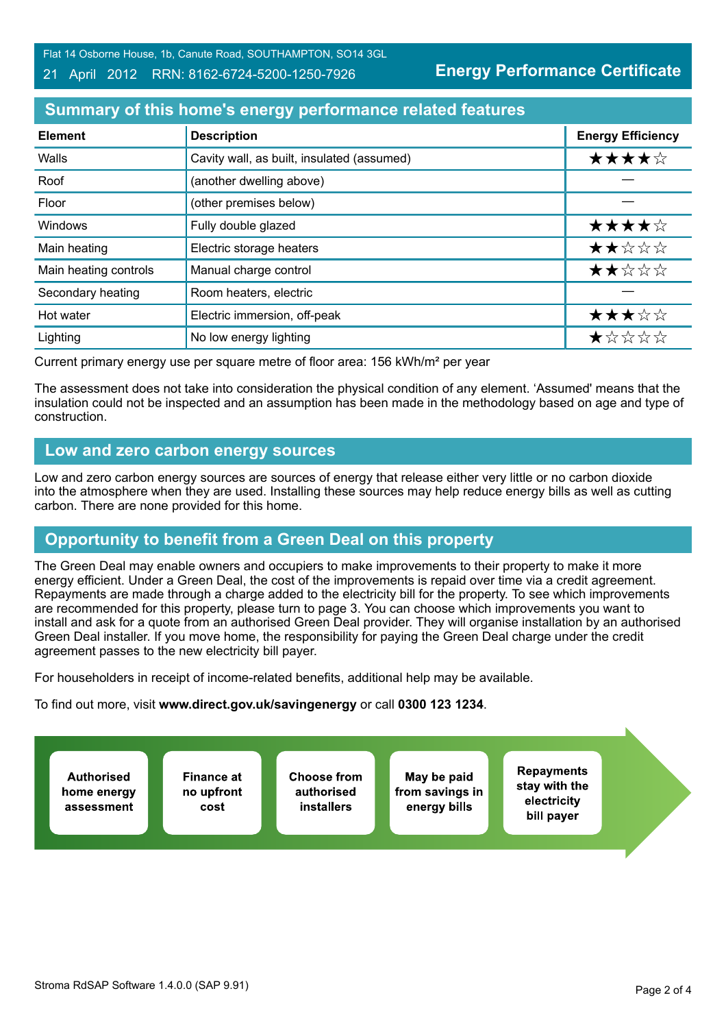Flat 14 Osborne House, 1b, Canute Road, SOUTHAMPTON, SO14 3GL

21 April 2012 RRN: 8162-6724-5200-1250-7926

**Energy Performance Certificate**

## Summary of this home's energy performance related features

| Element | Description | Energy Efficiency |
|---|---|---|
| Walls | Cavity wall, as built, insulated (assumed) | ★★★★☆ |
| Roof | (another dwelling above) | — |
| Floor | (other premises below) | — |
| Windows | Fully double glazed | ★★★★☆ |
| Main heating | Electric storage heaters | ★★☆☆☆ |
| Main heating controls | Manual charge control | ★★☆☆☆ |
| Secondary heating | Room heaters, electric | — |
| Hot water | Electric immersion, off-peak | ★★★☆☆ |
| Lighting | No low energy lighting | ★☆☆☆☆ |

Current primary energy use per square metre of floor area: 156 kWh/m² per year

The assessment does not take into consideration the physical condition of any element. 'Assumed' means that the insulation could not be inspected and an assumption has been made in the methodology based on age and type of construction.

## Low and zero carbon energy sources

Low and zero carbon energy sources are sources of energy that release either very little or no carbon dioxide into the atmosphere when they are used. Installing these sources may help reduce energy bills as well as cutting carbon. There are none provided for this home.

## Opportunity to benefit from a Green Deal on this property

The Green Deal may enable owners and occupiers to make improvements to their property to make it more energy efficient. Under a Green Deal, the cost of the improvements is repaid over time via a credit agreement. Repayments are made through a charge added to the electricity bill for the property. To see which improvements are recommended for this property, please turn to page 3. You can choose which improvements you want to install and ask for a quote from an authorised Green Deal provider. They will organise installation by an authorised Green Deal installer. If you move home, the responsibility for paying the Green Deal charge under the credit agreement passes to the new electricity bill payer.

For householders in receipt of income-related benefits, additional help may be available.

To find out more, visit **www.direct.gov.uk/savingenergy** or call **0300 123 1234**.

**Authorised home energy assessment** → **Finance at no upfront cost** → **Choose from authorised installers** → **May be paid from savings in energy bills** → **Repayments stay with the electricity bill payer**

Stroma RdSAP Software 1.4.0.0 (SAP 9.91)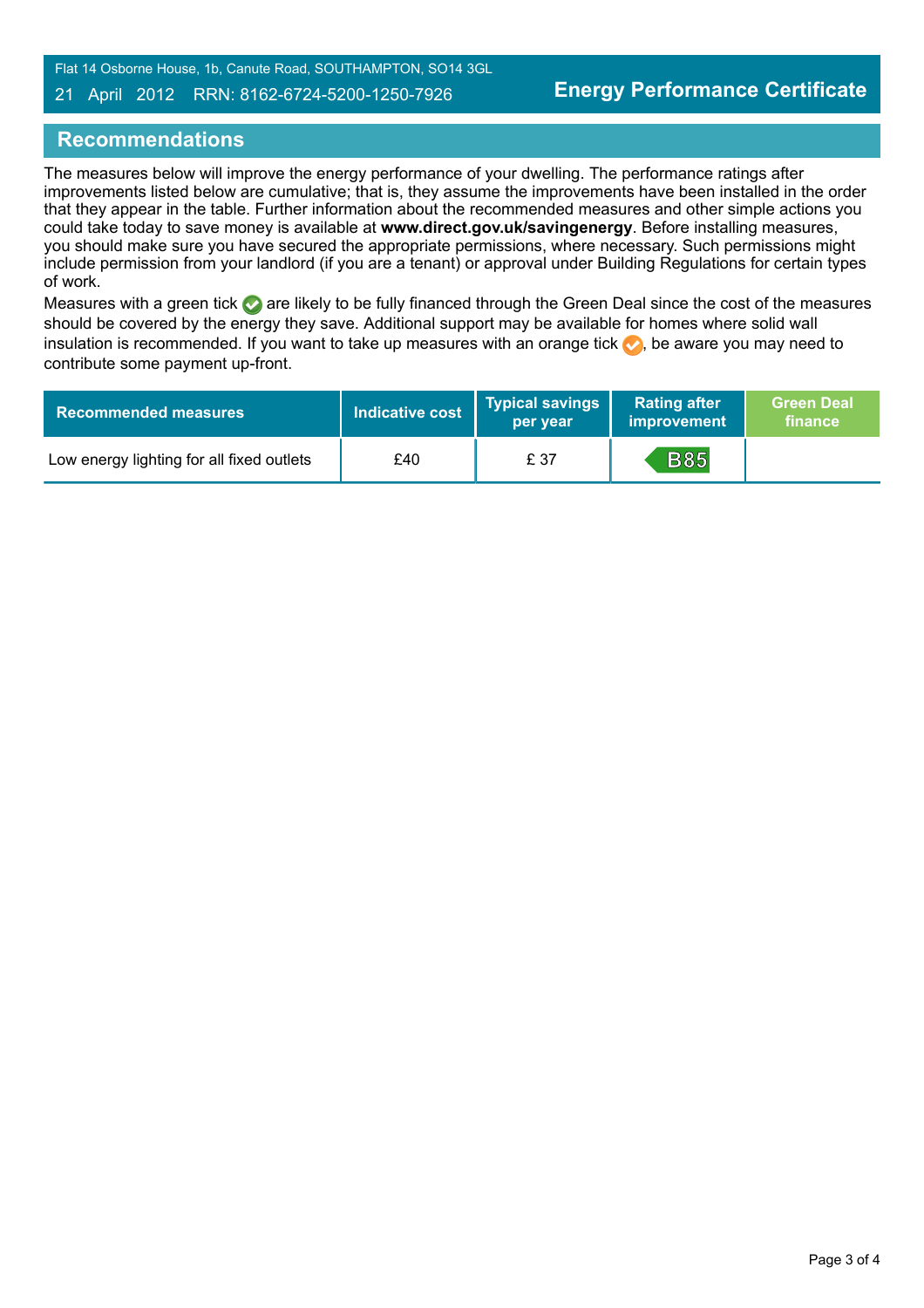## Recommendations

The measures below will improve the energy performance of your dwelling. The performance ratings after improvements listed below are cumulative; that is, they assume the improvements have been installed in the order that they appear in the table. Further information about the recommended measures and other simple actions you could take today to save money is available at **www.direct.gov.uk/savingenergy**. Before installing measures, you should make sure you have secured the appropriate permissions, where necessary. Such permissions might include permission from your landlord (if you are a tenant) or approval under Building Regulations for certain types of work.

Measures with a green tick are likely to be fully financed through the Green Deal since the cost of the measures should be covered by the energy they save. Additional support may be available for homes where solid wall insulation is recommended. If you want to take up measures with an orange tick, be aware you may need to contribute some payment up-front.

| Recommended measures | Indicative cost | Typical savings per year | Rating after improvement | Green Deal finance |
|---|---|---|---|---|
| Low energy lighting for all fixed outlets | £40 | £ 37 | B85 | |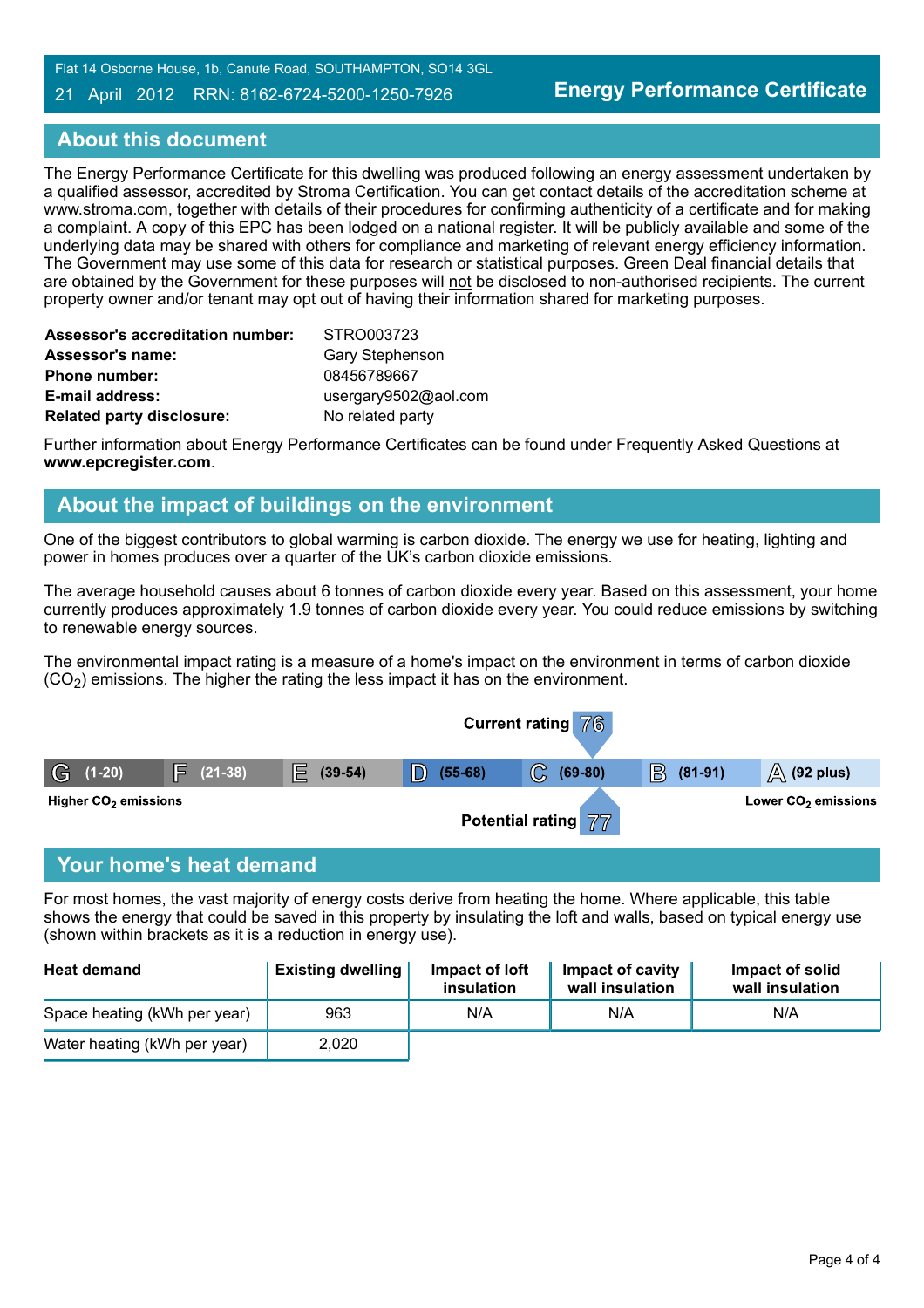Flat 14 Osborne House, 1b, Canute Road, SOUTHAMPTON, SO14 3GL

21 April 2012 RRN: 8162-6724-5200-1250-7926

**Energy Performance Certificate**

## About this document

The Energy Performance Certificate for this dwelling was produced following an energy assessment undertaken by a qualified assessor, accredited by Stroma Certification. You can get contact details of the accreditation scheme at www.stroma.com, together with details of their procedures for confirming authenticity of a certificate and for making a complaint. A copy of this EPC has been lodged on a national register. It will be publicly available and some of the underlying data may be shared with others for compliance and marketing of relevant energy efficiency information. The Government may use some of this data for research or statistical purposes. Green Deal financial details that are obtained by the Government for these purposes will not be disclosed to non-authorised recipients. The current property owner and/or tenant may opt out of having their information shared for marketing purposes.

| | |
|---|---|
| **Assessor's accreditation number:** | STRO003723 |
| **Assessor's name:** | Gary Stephenson |
| **Phone number:** | 08456789667 |
| **E-mail address:** | usergary9502@aol.com |
| **Related party disclosure:** | No related party |

Further information about Energy Performance Certificates can be found under Frequently Asked Questions at **www.epcregister.com**.

## About the impact of buildings on the environment

One of the biggest contributors to global warming is carbon dioxide. The energy we use for heating, lighting and power in homes produces over a quarter of the UK's carbon dioxide emissions.

The average household causes about 6 tonnes of carbon dioxide every year. Based on this assessment, your home currently produces approximately 1.9 tonnes of carbon dioxide every year. You could reduce emissions by switching to renewable energy sources.

The environmental impact rating is a measure of a home's impact on the environment in terms of carbon dioxide ($CO_2$) emissions. The higher the rating the less impact it has on the environment.

Current rating 76

G (1-20) F (21-38) E (39-54) D (55-68) C (69-80) B (81-91) A (92 plus)

Higher $CO_2$ emissions

Lower $CO_2$ emissions

Potential rating 77

## Your home's heat demand

For most homes, the vast majority of energy costs derive from heating the home. Where applicable, this table shows the energy that could be saved in this property by insulating the loft and walls, based on typical energy use (shown within brackets as it is a reduction in energy use).

| Heat demand | Existing dwelling | Impact of loft insulation | Impact of cavity wall insulation | Impact of solid wall insulation |
|---|---|---|---|---|
| Space heating (kWh per year) | 963 | N/A | N/A | N/A |
| Water heating (kWh per year) | 2,020 | | | |